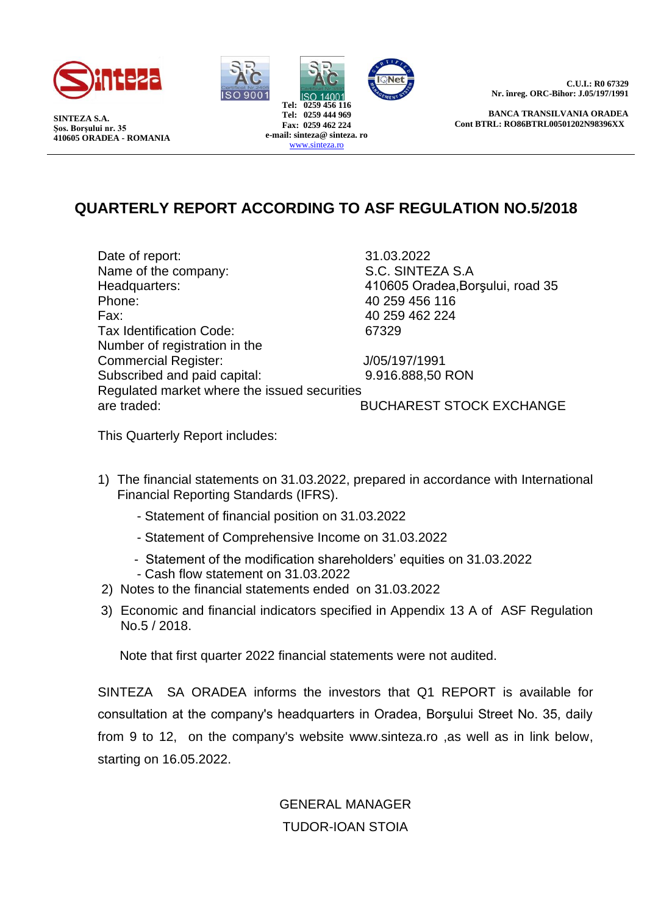SINTEZA S.A.
Şos. Borşului nr. 35
410605 ORADEA - ROMANIA

Tel: 0259 456 116
Tel: 0259 444 969
Fax: 0259 462 224
e-mail: sinteza@ sinteza. ro
www.sinteza.ro

C.U.I.: R0 67329
Nr. înreg. ORC-Bihor: J.05/197/1991

BANCA TRANSILVANIA ORADEA
Cont BTRL: RO86BTRL00501202N98396XX

# QUARTERLY REPORT ACCORDING TO ASF REGULATION NO.5/2018

| | |
|---|---|
| Date of report: | 31.03.2022 |
| Name of the company: | S.C. SINTEZA S.A |
| Headquarters: | 410605 Oradea,Borşului, road 35 |
| Phone: | 40 259 456 116 |
| Fax: | 40 259 462 224 |
| Tax Identification Code: | 67329 |
| Number of registration in the Commercial Register: | J/05/197/1991 |
| Subscribed and paid capital: | 9.916.888,50 RON |
| Regulated market where the issued securities are traded: | BUCHAREST STOCK EXCHANGE |

This Quarterly Report includes:

1) The financial statements on 31.03.2022, prepared in accordance with International Financial Reporting Standards (IFRS).
   - Statement of financial position on 31.03.2022
   - Statement of Comprehensive Income on 31.03.2022
   - Statement of the modification shareholders' equities on 31.03.2022
   - Cash flow statement on 31.03.2022
2) Notes to the financial statements ended on 31.03.2022
3) Economic and financial indicators specified in Appendix 13 A of ASF Regulation No.5 / 2018.

Note that first quarter 2022 financial statements were not audited.

SINTEZA SA ORADEA informs the investors that Q1 REPORT is available for consultation at the company's headquarters in Oradea, Borşului Street No. 35, daily from 9 to 12, on the company's website www.sinteza.ro ,as well as in link below, starting on 16.05.2022.

GENERAL MANAGER
TUDOR-IOAN STOIA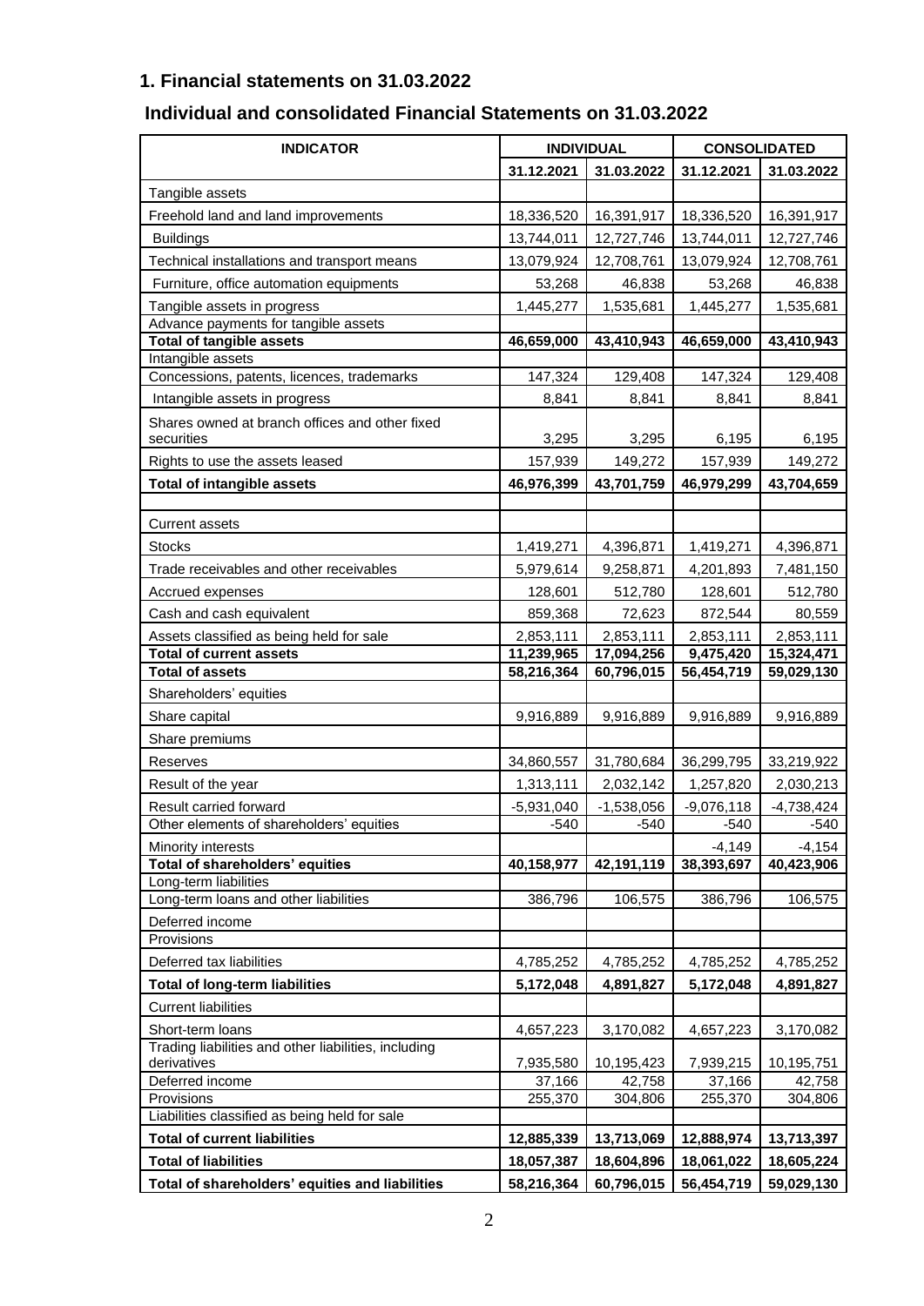## 1. Financial statements on 31.03.2022

### Individual and consolidated Financial Statements on 31.03.2022

| INDICATOR | INDIVIDUAL | | CONSOLIDATED | |
|---|---|---|---|---|
| | 31.12.2021 | 31.03.2022 | 31.12.2021 | 31.03.2022 |
| Tangible assets | | | | |
| Freehold land and land improvements | 18,336,520 | 16,391,917 | 18,336,520 | 16,391,917 |
| Buildings | 13,744,011 | 12,727,746 | 13,744,011 | 12,727,746 |
| Technical installations and transport means | 13,079,924 | 12,708,761 | 13,079,924 | 12,708,761 |
| Furniture, office automation equipments | 53,268 | 46,838 | 53,268 | 46,838 |
| Tangible assets in progress | 1,445,277 | 1,535,681 | 1,445,277 | 1,535,681 |
| Advance payments for tangible assets | | | | |
| **Total of tangible assets** | **46,659,000** | **43,410,943** | **46,659,000** | **43,410,943** |
| Intangible assets | | | | |
| Concessions, patents, licences, trademarks | 147,324 | 129,408 | 147,324 | 129,408 |
| Intangible assets in progress | 8,841 | 8,841 | 8,841 | 8,841 |
| Shares owned at branch offices and other fixed securities | 3,295 | 3,295 | 6,195 | 6,195 |
| Rights to use the assets leased | 157,939 | 149,272 | 157,939 | 149,272 |
| **Total of intangible assets** | **46,976,399** | **43,701,759** | **46,979,299** | **43,704,659** |
| | | | | |
| Current assets | | | | |
| Stocks | 1,419,271 | 4,396,871 | 1,419,271 | 4,396,871 |
| Trade receivables and other receivables | 5,979,614 | 9,258,871 | 4,201,893 | 7,481,150 |
| Accrued expenses | 128,601 | 512,780 | 128,601 | 512,780 |
| Cash and cash equivalent | 859,368 | 72,623 | 872,544 | 80,559 |
| Assets classified as being held for sale | 2,853,111 | 2,853,111 | 2,853,111 | 2,853,111 |
| **Total of current assets** | **11,239,965** | **17,094,256** | **9,475,420** | **15,324,471** |
| **Total of assets** | **58,216,364** | **60,796,015** | **56,454,719** | **59,029,130** |
| Shareholders' equities | | | | |
| Share capital | 9,916,889 | 9,916,889 | 9,916,889 | 9,916,889 |
| Share premiums | | | | |
| Reserves | 34,860,557 | 31,780,684 | 36,299,795 | 33,219,922 |
| Result of the year | 1,313,111 | 2,032,142 | 1,257,820 | 2,030,213 |
| Result carried forward | -5,931,040 | -1,538,056 | -9,076,118 | -4,738,424 |
| Other elements of shareholders' equities | -540 | -540 | -540 | -540 |
| Minority interests | | | -4,149 | -4,154 |
| **Total of shareholders' equities** | **40,158,977** | **42,191,119** | **38,393,697** | **40,423,906** |
| Long-term liabilities | | | | |
| Long-term loans and other liabilities | 386,796 | 106,575 | 386,796 | 106,575 |
| Deferred income | | | | |
| Provisions | | | | |
| Deferred tax liabilities | 4,785,252 | 4,785,252 | 4,785,252 | 4,785,252 |
| **Total of long-term liabilities** | **5,172,048** | **4,891,827** | **5,172,048** | **4,891,827** |
| Current liabilities | | | | |
| Short-term loans | 4,657,223 | 3,170,082 | 4,657,223 | 3,170,082 |
| Trading liabilities and other liabilities, including derivatives | 7,935,580 | 10,195,423 | 7,939,215 | 10,195,751 |
| Deferred income | 37,166 | 42,758 | 37,166 | 42,758 |
| Provisions | 255,370 | 304,806 | 255,370 | 304,806 |
| Liabilities classified as being held for sale | | | | |
| **Total of current liabilities** | **12,885,339** | **13,713,069** | **12,888,974** | **13,713,397** |
| **Total of liabilities** | **18,057,387** | **18,604,896** | **18,061,022** | **18,605,224** |
| **Total of shareholders' equities and liabilities** | **58,216,364** | **60,796,015** | **56,454,719** | **59,029,130** |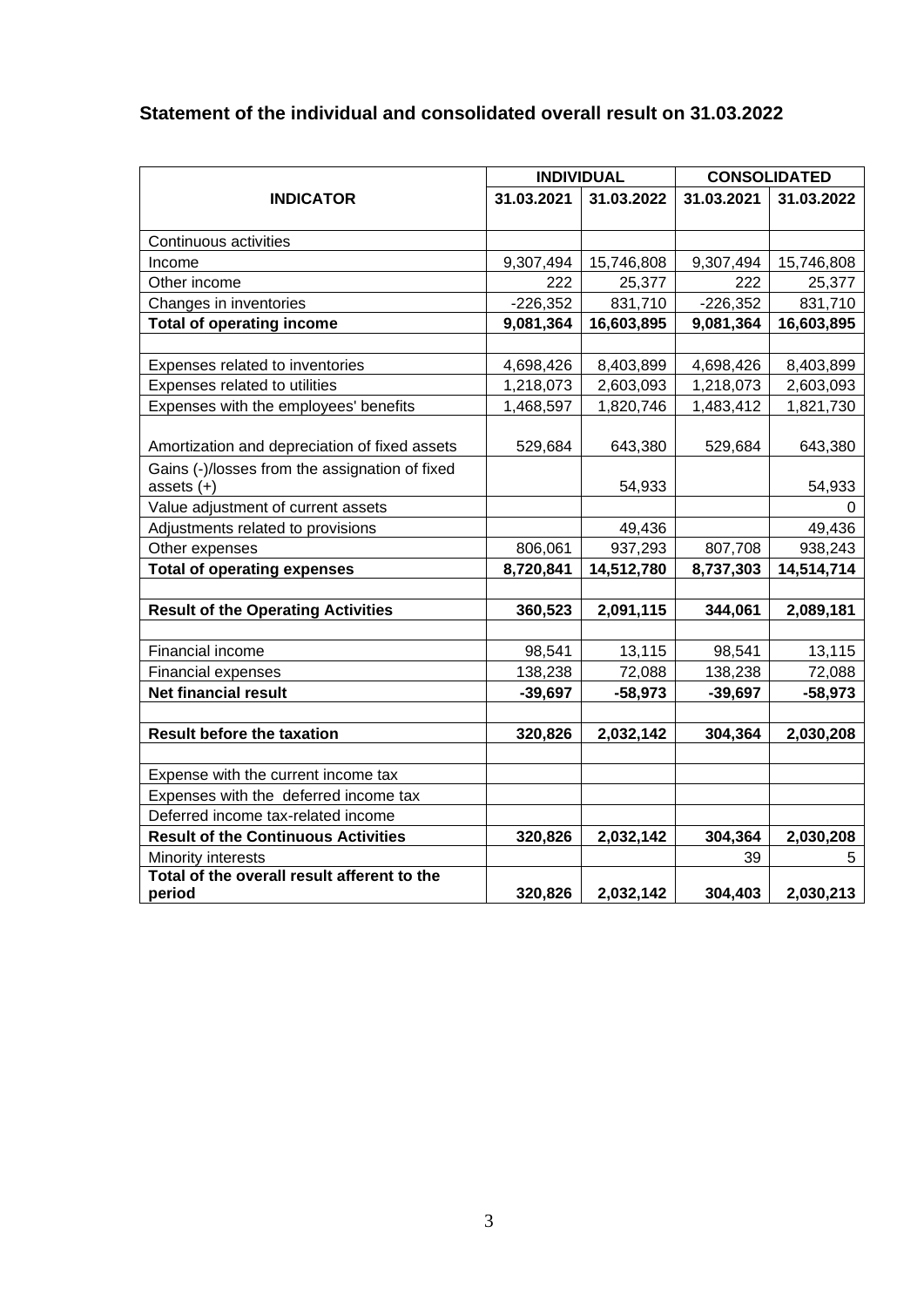## Statement of the individual and consolidated overall result on 31.03.2022

| INDICATOR | INDIVIDUAL | | CONSOLIDATED | |
|---|---|---|---|---|
| | 31.03.2021 | 31.03.2022 | 31.03.2021 | 31.03.2022 |
| Continuous activities | | | | |
| Income | 9,307,494 | 15,746,808 | 9,307,494 | 15,746,808 |
| Other income | 222 | 25,377 | 222 | 25,377 |
| Changes in inventories | -226,352 | 831,710 | -226,352 | 831,710 |
| **Total of operating income** | **9,081,364** | **16,603,895** | **9,081,364** | **16,603,895** |
| | | | | |
| Expenses related to inventories | 4,698,426 | 8,403,899 | 4,698,426 | 8,403,899 |
| Expenses related to utilities | 1,218,073 | 2,603,093 | 1,218,073 | 2,603,093 |
| Expenses with the employees' benefits | 1,468,597 | 1,820,746 | 1,483,412 | 1,821,730 |
| Amortization and depreciation of fixed assets | 529,684 | 643,380 | 529,684 | 643,380 |
| Gains (-)/losses from the assignation of fixed assets (+) | | 54,933 | | 54,933 |
| Value adjustment of current assets | | | | 0 |
| Adjustments related to provisions | | 49,436 | | 49,436 |
| Other expenses | 806,061 | 937,293 | 807,708 | 938,243 |
| **Total of operating expenses** | **8,720,841** | **14,512,780** | **8,737,303** | **14,514,714** |
| | | | | |
| **Result of the Operating Activities** | **360,523** | **2,091,115** | **344,061** | **2,089,181** |
| | | | | |
| Financial income | 98,541 | 13,115 | 98,541 | 13,115 |
| Financial expenses | 138,238 | 72,088 | 138,238 | 72,088 |
| **Net financial result** | **-39,697** | **-58,973** | **-39,697** | **-58,973** |
| | | | | |
| **Result before the taxation** | **320,826** | **2,032,142** | **304,364** | **2,030,208** |
| | | | | |
| Expense with the current income tax | | | | |
| Expenses with the deferred income tax | | | | |
| Deferred income tax-related income | | | | |
| **Result of the Continuous Activities** | **320,826** | **2,032,142** | **304,364** | **2,030,208** |
| Minority interests | | | 39 | 5 |
| **Total of the overall result afferent to the period** | **320,826** | **2,032,142** | **304,403** | **2,030,213** |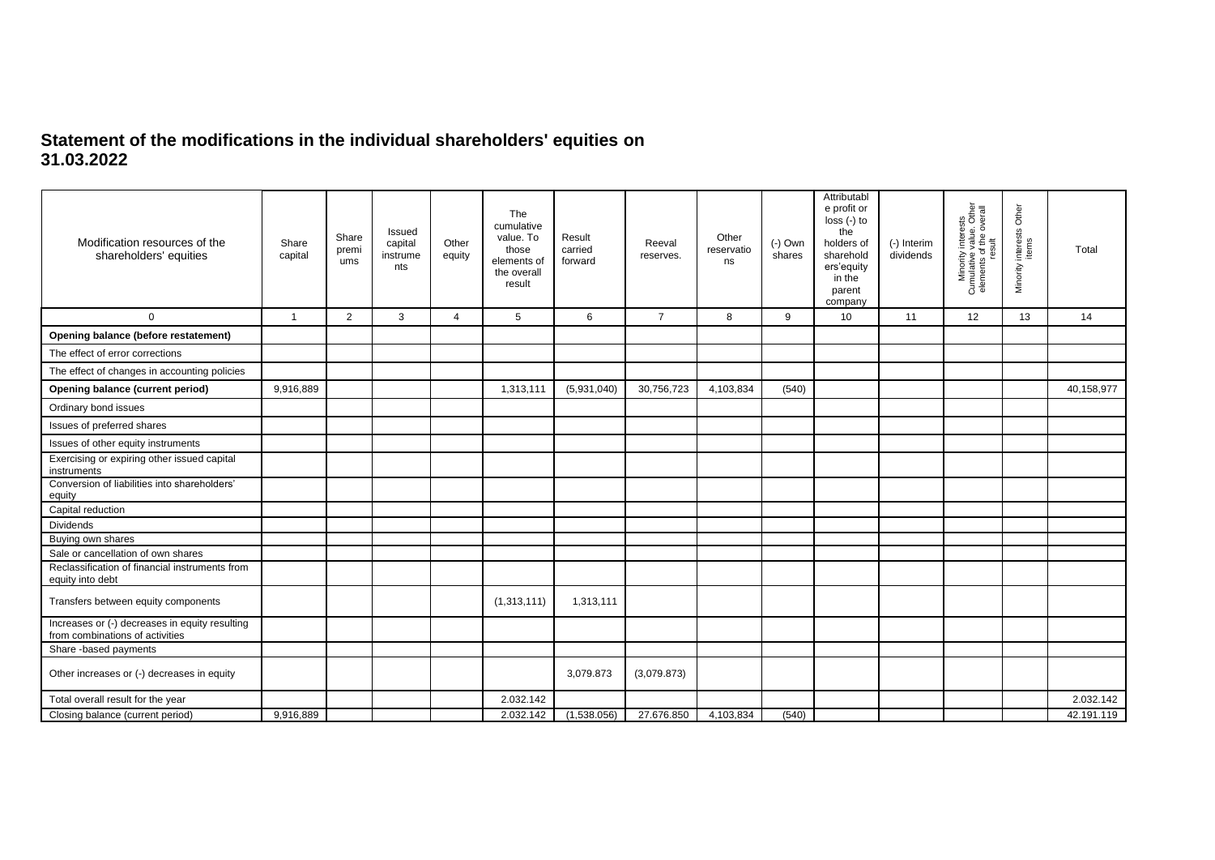# Statement of the modifications in the individual shareholders' equities on 31.03.2022

| Modification resources of the shareholders' equities | Share capital | Share premiums | Issued capital instruments | Other equity | The cumulative value. To those elements of the overall result | Result carried forward | Reeval reserves. | Other reservations | (-) Own shares | Attributable profit or loss (-) to the holders of shareholders'equity in the parent company | (-) Interim dividends | Minority interests Cumulative value. Other elements of the overall result | Minority interests Other items | Total |
|---|---|---|---|---|---|---|---|---|---|---|---|---|---|---|
| 0 | 1 | 2 | 3 | 4 | 5 | 6 | 7 | 8 | 9 | 10 | 11 | 12 | 13 | 14 |
| **Opening balance (before restatement)** | | | | | | | | | | | | | | |
| The effect of error corrections | | | | | | | | | | | | | | |
| The effect of changes in accounting policies | | | | | | | | | | | | | | |
| **Opening balance (current period)** | 9,916,889 | | | | 1,313,111 | (5,931,040) | 30,756,723 | 4,103,834 | (540) | | | | | 40,158,977 |
| Ordinary bond issues | | | | | | | | | | | | | | |
| Issues of preferred shares | | | | | | | | | | | | | | |
| Issues of other equity instruments | | | | | | | | | | | | | | |
| Exercising or expiring other issued capital instruments | | | | | | | | | | | | | | |
| Conversion of liabilities into shareholders' equity | | | | | | | | | | | | | | |
| Capital reduction | | | | | | | | | | | | | | |
| Dividends | | | | | | | | | | | | | | |
| Buying own shares | | | | | | | | | | | | | | |
| Sale or cancellation of own shares | | | | | | | | | | | | | | |
| Reclassification of financial instruments from equity into debt | | | | | | | | | | | | | | |
| Transfers between equity components | | | | | (1,313,111) | 1,313,111 | | | | | | | | |
| Increases or (-) decreases in equity resulting from combinations of activities | | | | | | | | | | | | | | |
| Share -based payments | | | | | | | | | | | | | | |
| Other increases or (-) decreases in equity | | | | | | 3,079.873 | (3,079.873) | | | | | | | |
| Total overall result for the year | | | | | 2.032.142 | | | | | | | | | 2.032.142 |
| Closing balance (current period) | 9,916,889 | | | | 2.032.142 | (1,538.056) | 27.676.850 | 4,103,834 | (540) | | | | | 42.191.119 |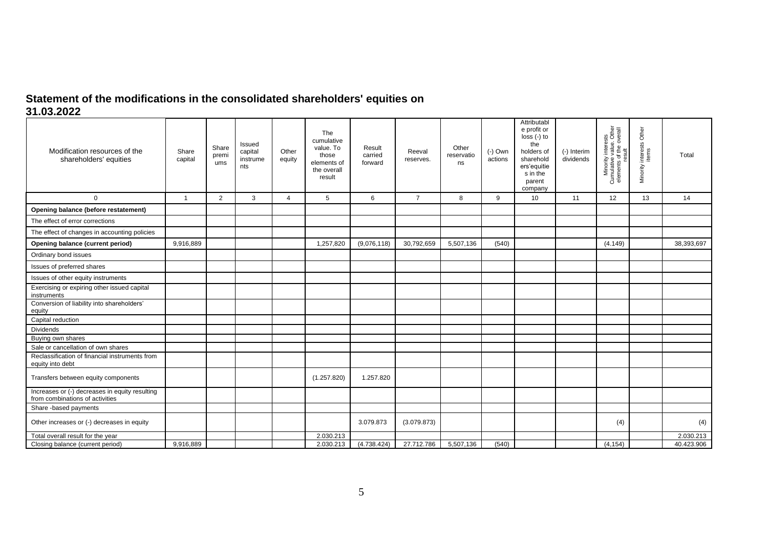## Statement of the modifications in the consolidated shareholders' equities on 31.03.2022

| Modification resources of the shareholders' equities | Share capital | Share premiums | Issued capital instruments | Other equity | The cumulative value. To those elements of the overall result | Result carried forward | Reeval reserves. | Other reservations | (-) Own actions | Attributable profit or loss (-) to the holders of shareholders'equities in the parent company | (-) Interim dividends | Minority interests Cumulative value. Other elements of the overall result | Minority interests Other items | Total |
|---|---|---|---|---|---|---|---|---|---|---|---|---|---|---|
| 0 | 1 | 2 | 3 | 4 | 5 | 6 | 7 | 8 | 9 | 10 | 11 | 12 | 13 | 14 |
| **Opening balance (before restatement)** | | | | | | | | | | | | | | |
| The effect of error corrections | | | | | | | | | | | | | | |
| The effect of changes in accounting policies | | | | | | | | | | | | | | |
| **Opening balance (current period)** | 9,916,889 | | | | 1,257,820 | (9,076,118) | 30,792,659 | 5,507,136 | (540) | | | (4.149) | | 38,393,697 |
| Ordinary bond issues | | | | | | | | | | | | | | |
| Issues of preferred shares | | | | | | | | | | | | | | |
| Issues of other equity instruments | | | | | | | | | | | | | | |
| Exercising or expiring other issued capital instruments | | | | | | | | | | | | | | |
| Conversion of liability into shareholders' equity | | | | | | | | | | | | | | |
| Capital reduction | | | | | | | | | | | | | | |
| Dividends | | | | | | | | | | | | | | |
| Buying own shares | | | | | | | | | | | | | | |
| Sale or cancellation of own shares | | | | | | | | | | | | | | |
| Reclassification of financial instruments from equity into debt | | | | | | | | | | | | | | |
| Transfers between equity components | | | | | (1.257.820) | 1.257.820 | | | | | | | | |
| Increases or (-) decreases in equity resulting from combinations of activities | | | | | | | | | | | | | | |
| Share -based payments | | | | | | | | | | | | | | |
| Other increases or (-) decreases in equity | | | | | | 3.079.873 | (3.079.873) | | | | | (4) | | (4) |
| Total overall result for the year | | | | | 2.030.213 | | | | | | | | | 2.030.213 |
| Closing balance (current period) | 9,916,889 | | | | 2.030.213 | (4.738.424) | 27.712.786 | 5,507,136 | (540) | | | (4,154) | | 40.423.906 |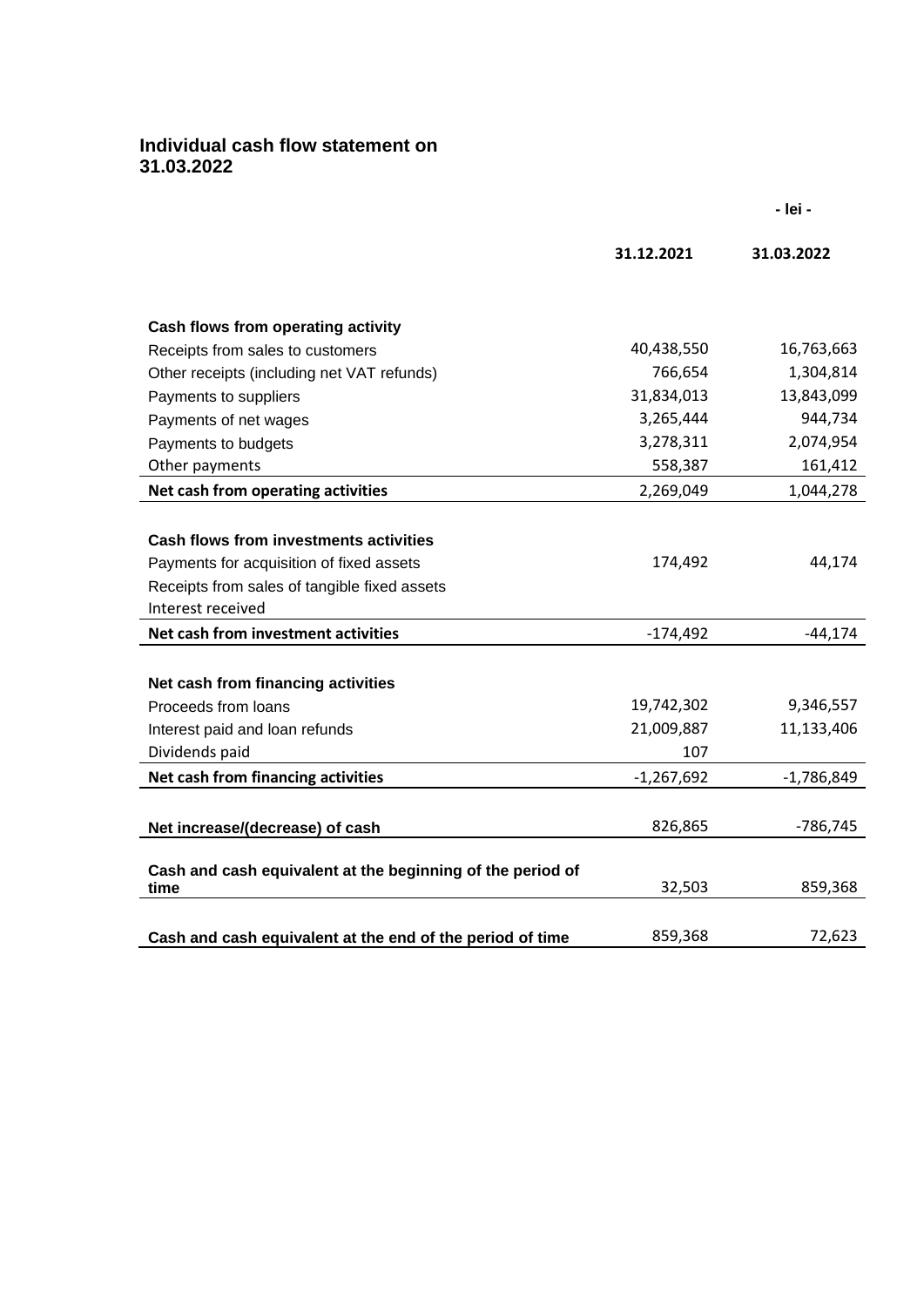# Individual cash flow statement on 31.03.2022

| | 31.12.2021 | 31.03.2022 |
|---|---|---|
| | | - lei - |
| **Cash flows from operating activity** | | |
| Receipts from sales to customers | 40,438,550 | 16,763,663 |
| Other receipts (including net VAT refunds) | 766,654 | 1,304,814 |
| Payments to suppliers | 31,834,013 | 13,843,099 |
| Payments of net wages | 3,265,444 | 944,734 |
| Payments to budgets | 3,278,311 | 2,074,954 |
| Other payments | 558,387 | 161,412 |
| **Net cash from operating activities** | 2,269,049 | 1,044,278 |
| **Cash flows from investments activities** | | |
| Payments for acquisition of fixed assets | 174,492 | 44,174 |
| Receipts from sales of tangible fixed assets | | |
| Interest received | | |
| **Net cash from investment activities** | -174,492 | -44,174 |
| **Net cash from financing activities** | | |
| Proceeds from loans | 19,742,302 | 9,346,557 |
| Interest paid and loan refunds | 21,009,887 | 11,133,406 |
| Dividends paid | 107 | |
| **Net cash from financing activities** | -1,267,692 | -1,786,849 |
| **Net increase/(decrease) of cash** | 826,865 | -786,745 |
| **Cash and cash equivalent at the beginning of the period of time** | 32,503 | 859,368 |
| **Cash and cash equivalent at the end of the period of time** | 859,368 | 72,623 |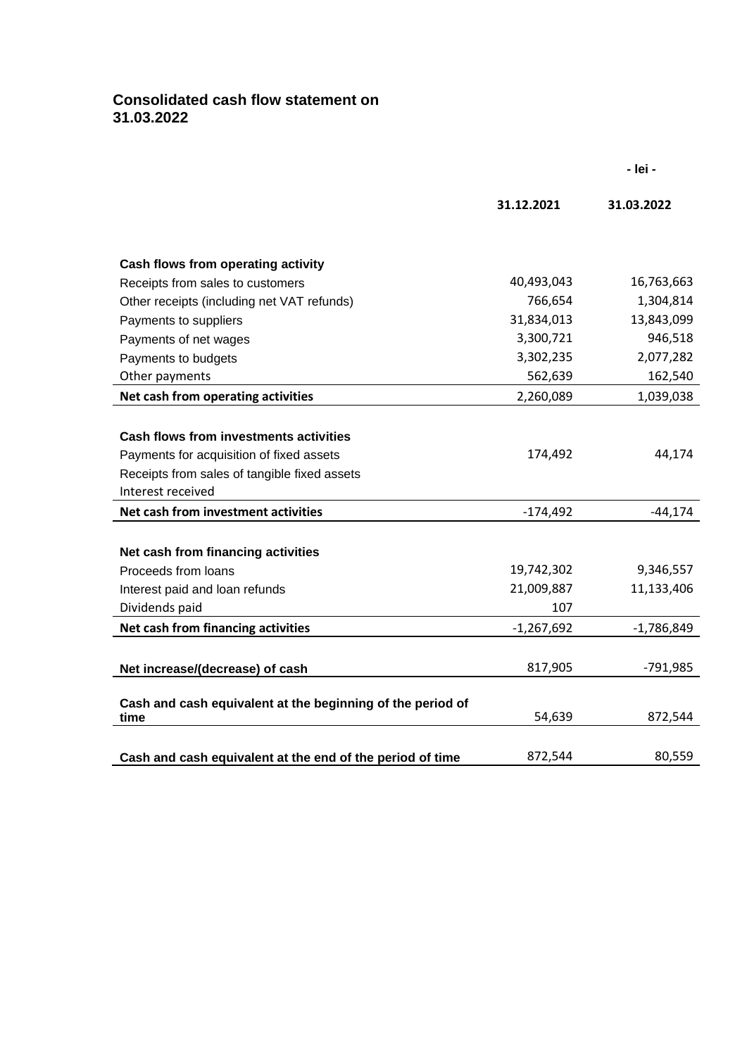## Consolidated cash flow statement on 31.03.2022

| | 31.12.2021 | 31.03.2022 |
|---|---|---|
| | | **- lei -** |
| **Cash flows from operating activity** | | |
| Receipts from sales to customers | 40,493,043 | 16,763,663 |
| Other receipts (including net VAT refunds) | 766,654 | 1,304,814 |
| Payments to suppliers | 31,834,013 | 13,843,099 |
| Payments of net wages | 3,300,721 | 946,518 |
| Payments to budgets | 3,302,235 | 2,077,282 |
| Other payments | 562,639 | 162,540 |
| **Net cash from operating activities** | 2,260,089 | 1,039,038 |
| **Cash flows from investments activities** | | |
| Payments for acquisition of fixed assets | 174,492 | 44,174 |
| Receipts from sales of tangible fixed assets | | |
| Interest received | | |
| **Net cash from investment activities** | -174,492 | -44,174 |
| **Net cash from financing activities** | | |
| Proceeds from loans | 19,742,302 | 9,346,557 |
| Interest paid and loan refunds | 21,009,887 | 11,133,406 |
| Dividends paid | 107 | |
| **Net cash from financing activities** | -1,267,692 | -1,786,849 |
| **Net increase/(decrease) of cash** | 817,905 | -791,985 |
| **Cash and cash equivalent at the beginning of the period of time** | 54,639 | 872,544 |
| **Cash and cash equivalent at the end of the period of time** | 872,544 | 80,559 |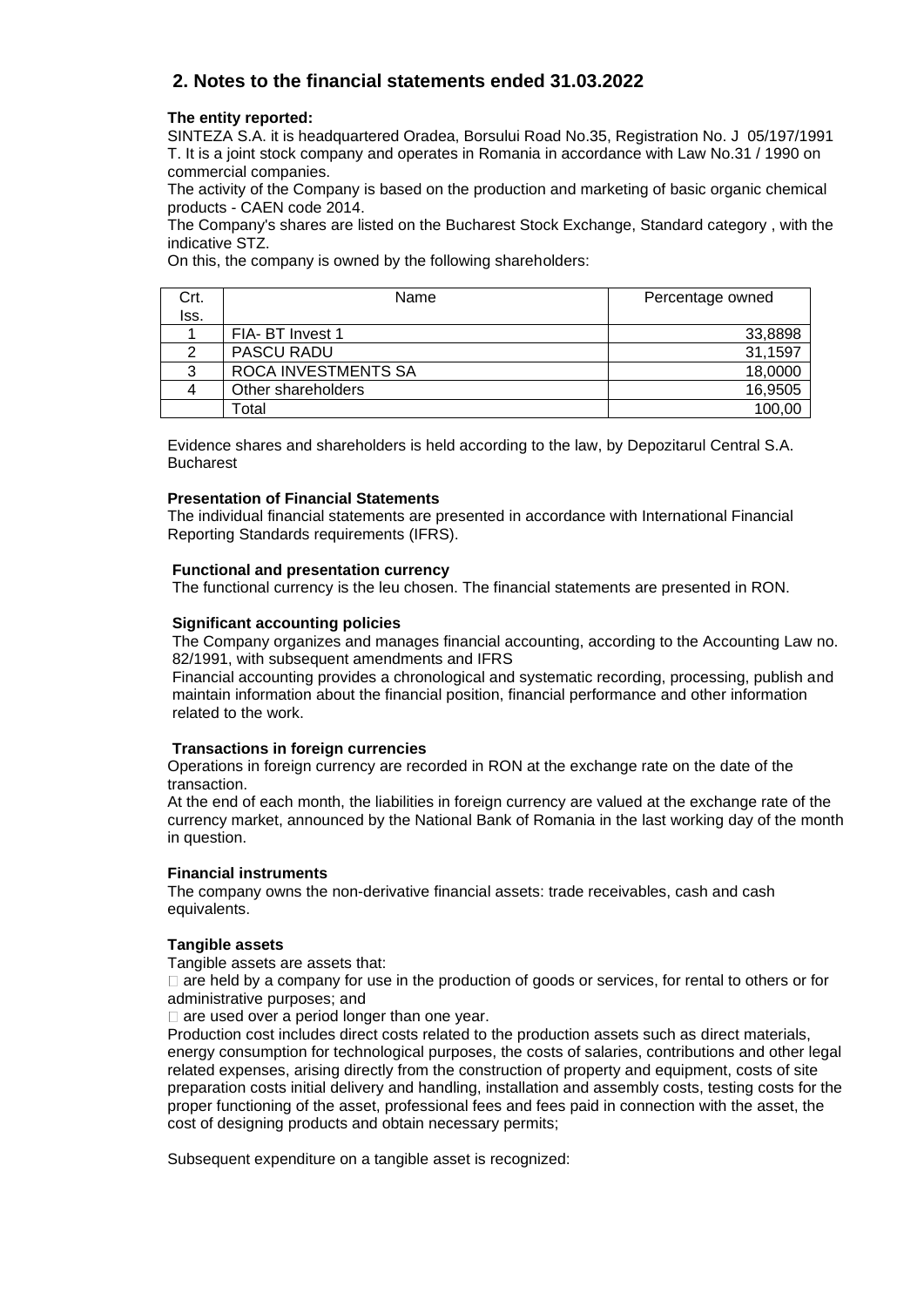## 2. Notes to the financial statements ended 31.03.2022

**The entity reported:**

SINTEZA S.A. it is headquartered Oradea, Borsului Road No.35, Registration No. J 05/197/1991 T. It is a joint stock company and operates in Romania in accordance with Law No.31 / 1990 on commercial companies.

The activity of the Company is based on the production and marketing of basic organic chemical products - CAEN code 2014.

The Company's shares are listed on the Bucharest Stock Exchange, Standard category , with the indicative STZ.

On this, the company is owned by the following shareholders:

| Crt. Iss. | Name | Percentage owned |
|---|---|---|
| 1 | FIA- BT Invest 1 | 33,8898 |
| 2 | PASCU RADU | 31,1597 |
| 3 | ROCA INVESTMENTS SA | 18,0000 |
| 4 | Other shareholders | 16,9505 |
| | Total | 100,00 |

Evidence shares and shareholders is held according to the law, by Depozitarul Central S.A. Bucharest

**Presentation of Financial Statements**

The individual financial statements are presented in accordance with International Financial Reporting Standards requirements (IFRS).

**Functional and presentation currency**

The functional currency is the leu chosen. The financial statements are presented in RON.

**Significant accounting policies**

The Company organizes and manages financial accounting, according to the Accounting Law no. 82/1991, with subsequent amendments and IFRS

Financial accounting provides a chronological and systematic recording, processing, publish and maintain information about the financial position, financial performance and other information related to the work.

**Transactions in foreign currencies**

Operations in foreign currency are recorded in RON at the exchange rate on the date of the transaction.

At the end of each month, the liabilities in foreign currency are valued at the exchange rate of the currency market, announced by the National Bank of Romania in the last working day of the month in question.

**Financial instruments**

The company owns the non-derivative financial assets: trade receivables, cash and cash equivalents.

**Tangible assets**

Tangible assets are assets that:

- are held by a company for use in the production of goods or services, for rental to others or for administrative purposes; and
- are used over a period longer than one year.

Production cost includes direct costs related to the production assets such as direct materials, energy consumption for technological purposes, the costs of salaries, contributions and other legal related expenses, arising directly from the construction of property and equipment, costs of site preparation costs initial delivery and handling, installation and assembly costs, testing costs for the proper functioning of the asset, professional fees and fees paid in connection with the asset, the cost of designing products and obtain necessary permits;

Subsequent expenditure on a tangible asset is recognized: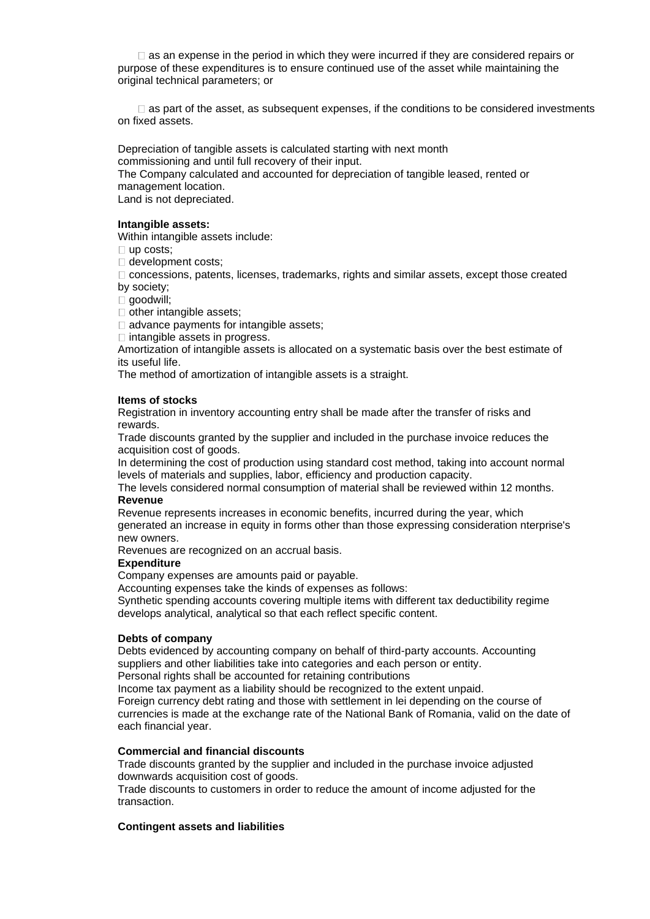- as an expense in the period in which they were incurred if they are considered repairs or purpose of these expenditures is to ensure continued use of the asset while maintaining the original technical parameters; or

- as part of the asset, as subsequent expenses, if the conditions to be considered investments on fixed assets.

Depreciation of tangible assets is calculated starting with next month commissioning and until full recovery of their input.
The Company calculated and accounted for depreciation of tangible leased, rented or management location.
Land is not depreciated.

**Intangible assets:**

Within intangible assets include:

- up costs;
- development costs;
- concessions, patents, licenses, trademarks, rights and similar assets, except those created by society;
- goodwill;
- other intangible assets;
- advance payments for intangible assets;
- intangible assets in progress.

Amortization of intangible assets is allocated on a systematic basis over the best estimate of its useful life.
The method of amortization of intangible assets is a straight.

**Items of stocks**

Registration in inventory accounting entry shall be made after the transfer of risks and rewards.
Trade discounts granted by the supplier and included in the purchase invoice reduces the acquisition cost of goods.
In determining the cost of production using standard cost method, taking into account normal levels of materials and supplies, labor, efficiency and production capacity.
The levels considered normal consumption of material shall be reviewed within 12 months.

**Revenue**

Revenue represents increases in economic benefits, incurred during the year, which generated an increase in equity in forms other than those expressing consideration nterprise's new owners.
Revenues are recognized on an accrual basis.

**Expenditure**

Company expenses are amounts paid or payable.
Accounting expenses take the kinds of expenses as follows:
Synthetic spending accounts covering multiple items with different tax deductibility regime develops analytical, analytical so that each reflect specific content.

**Debts of company**

Debts evidenced by accounting company on behalf of third-party accounts. Accounting suppliers and other liabilities take into categories and each person or entity.
Personal rights shall be accounted for retaining contributions
Income tax payment as a liability should be recognized to the extent unpaid.
Foreign currency debt rating and those with settlement in lei depending on the course of currencies is made at the exchange rate of the National Bank of Romania, valid on the date of each financial year.

**Commercial and financial discounts**

Trade discounts granted by the supplier and included in the purchase invoice adjusted downwards acquisition cost of goods.
Trade discounts to customers in order to reduce the amount of income adjusted for the transaction.

**Contingent assets and liabilities**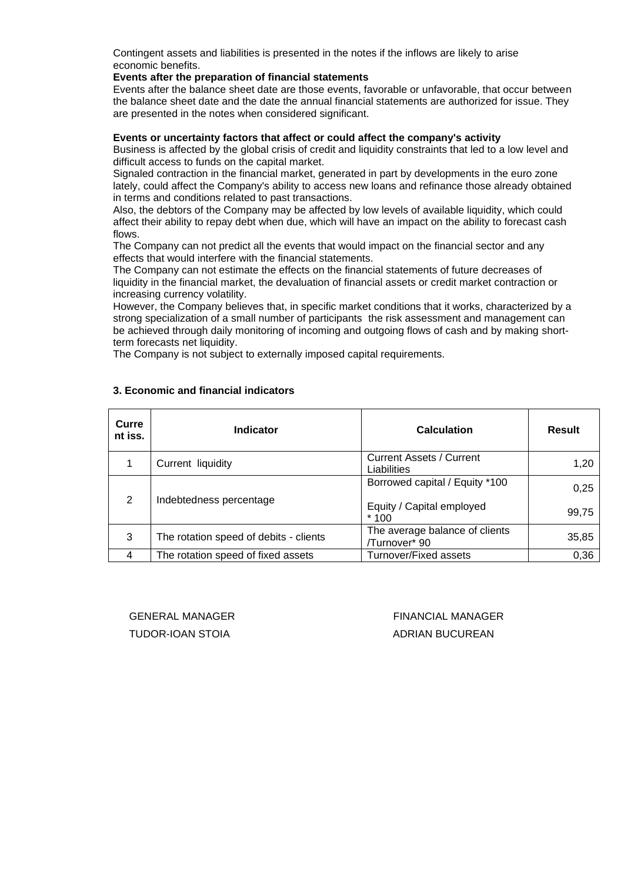Contingent assets and liabilities is presented in the notes if the inflows are likely to arise economic benefits.

**Events after the preparation of financial statements**

Events after the balance sheet date are those events, favorable or unfavorable, that occur between the balance sheet date and the date the annual financial statements are authorized for issue. They are presented in the notes when considered significant.

**Events or uncertainty factors that affect or could affect the company's activity**

Business is affected by the global crisis of credit and liquidity constraints that led to a low level and difficult access to funds on the capital market.

Signaled contraction in the financial market, generated in part by developments in the euro zone lately, could affect the Company's ability to access new loans and refinance those already obtained in terms and conditions related to past transactions.

Also, the debtors of the Company may be affected by low levels of available liquidity, which could affect their ability to repay debt when due, which will have an impact on the ability to forecast cash flows.

The Company can not predict all the events that would impact on the financial sector and any effects that would interfere with the financial statements.

The Company can not estimate the effects on the financial statements of future decreases of liquidity in the financial market, the devaluation of financial assets or credit market contraction or increasing currency volatility.

However, the Company believes that, in specific market conditions that it works, characterized by a strong specialization of a small number of participants the risk assessment and management can be achieved through daily monitoring of incoming and outgoing flows of cash and by making short-term forecasts net liquidity.

The Company is not subject to externally imposed capital requirements.

**3. Economic and financial indicators**

| Current iss. | Indicator | Calculation | Result |
|---|---|---|---|
| 1 | Current liquidity | Current Assets / Current Liabilities | 1,20 |
| 2 | Indebtedness percentage | Borrowed capital / Equity *100 | 0,25 |
| | | Equity / Capital employed * 100 | 99,75 |
| 3 | The rotation speed of debits - clients | The average balance of clients /Turnover* 90 | 35,85 |
| 4 | The rotation speed of fixed assets | Turnover/Fixed assets | 0,36 |

GENERAL MANAGER
TUDOR-IOAN STOIA

FINANCIAL MANAGER
ADRIAN BUCUREAN